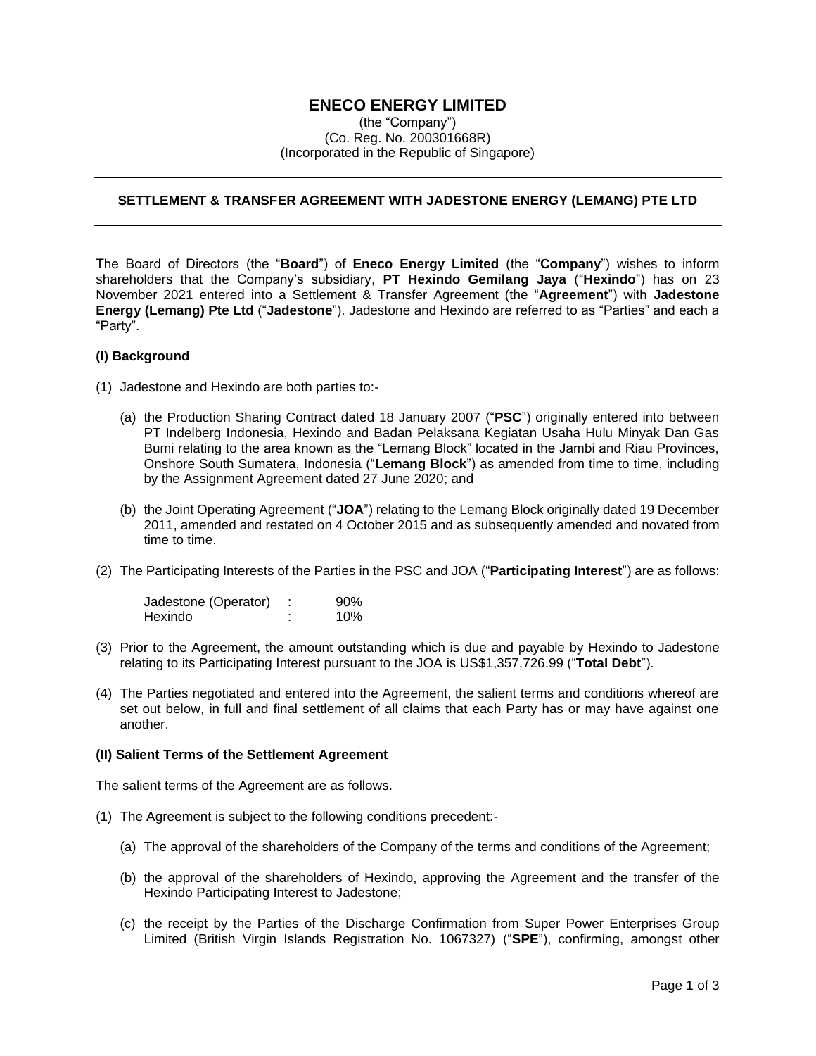# ENECO ENERGY LIMITED

(the "Company")
(Co. Reg. No. 200301668R)
(Incorporated in the Republic of Singapore)

---

**SETTLEMENT & TRANSFER AGREEMENT WITH JADESTONE ENERGY (LEMANG) PTE LTD**

---

The Board of Directors (the "**Board**") of **Eneco Energy Limited** (the "**Company**") wishes to inform shareholders that the Company's subsidiary, **PT Hexindo Gemilang Jaya** ("**Hexindo**") has on 23 November 2021 entered into a Settlement & Transfer Agreement (the "**Agreement**") with **Jadestone Energy (Lemang) Pte Ltd** ("**Jadestone**"). Jadestone and Hexindo are referred to as "Parties" and each a "Party".

**(I) Background**

(1) Jadestone and Hexindo are both parties to:-

(a) the Production Sharing Contract dated 18 January 2007 ("**PSC**") originally entered into between PT Indelberg Indonesia, Hexindo and Badan Pelaksana Kegiatan Usaha Hulu Minyak Dan Gas Bumi relating to the area known as the "Lemang Block" located in the Jambi and Riau Provinces, Onshore South Sumatera, Indonesia ("**Lemang Block**") as amended from time to time, including by the Assignment Agreement dated 27 June 2020; and

(b) the Joint Operating Agreement ("**JOA**") relating to the Lemang Block originally dated 19 December 2011, amended and restated on 4 October 2015 and as subsequently amended and novated from time to time.

(2) The Participating Interests of the Parties in the PSC and JOA ("**Participating Interest**") are as follows:

| | | |
|---|---|---|
| Jadestone (Operator) | : | 90% |
| Hexindo | : | 10% |

(3) Prior to the Agreement, the amount outstanding which is due and payable by Hexindo to Jadestone relating to its Participating Interest pursuant to the JOA is US$1,357,726.99 ("**Total Debt**").

(4) The Parties negotiated and entered into the Agreement, the salient terms and conditions whereof are set out below, in full and final settlement of all claims that each Party has or may have against one another.

**(II) Salient Terms of the Settlement Agreement**

The salient terms of the Agreement are as follows.

(1) The Agreement is subject to the following conditions precedent:-

(a) The approval of the shareholders of the Company of the terms and conditions of the Agreement;

(b) the approval of the shareholders of Hexindo, approving the Agreement and the transfer of the Hexindo Participating Interest to Jadestone;

(c) the receipt by the Parties of the Discharge Confirmation from Super Power Enterprises Group Limited (British Virgin Islands Registration No. 1067327) ("**SPE**"), confirming, amongst other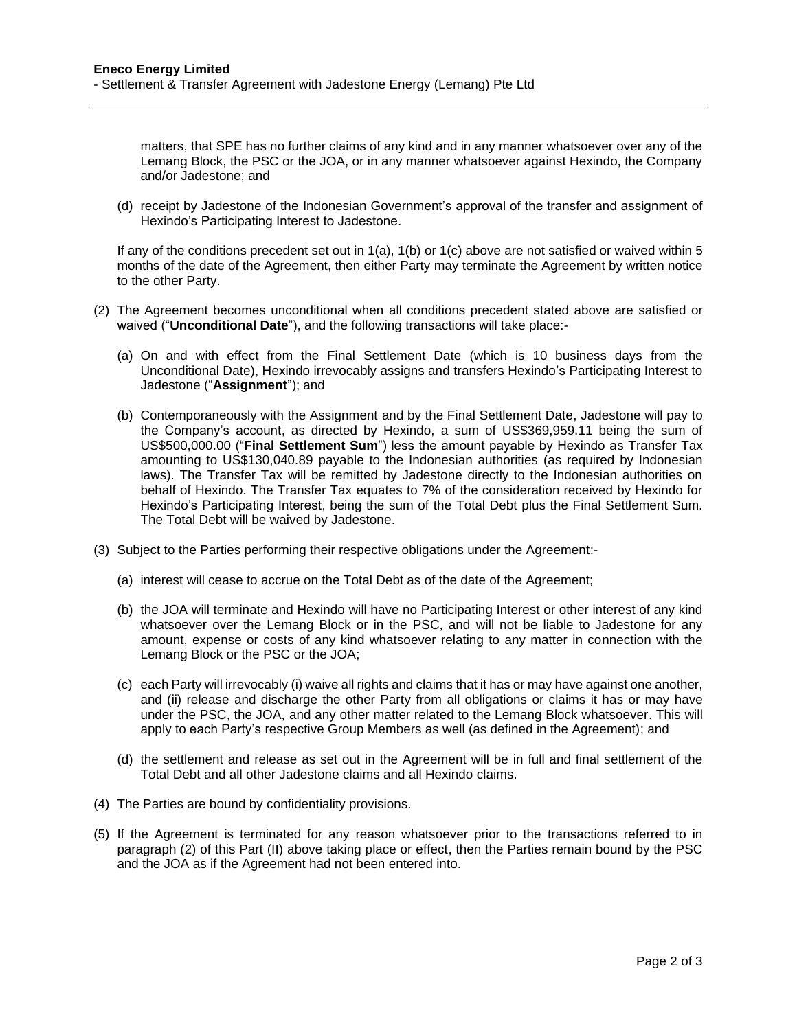matters, that SPE has no further claims of any kind and in any manner whatsoever over any of the Lemang Block, the PSC or the JOA, or in any manner whatsoever against Hexindo, the Company and/or Jadestone; and

(d) receipt by Jadestone of the Indonesian Government's approval of the transfer and assignment of Hexindo's Participating Interest to Jadestone.

If any of the conditions precedent set out in 1(a), 1(b) or 1(c) above are not satisfied or waived within 5 months of the date of the Agreement, then either Party may terminate the Agreement by written notice to the other Party.

(2) The Agreement becomes unconditional when all conditions precedent stated above are satisfied or waived ("**Unconditional Date**"), and the following transactions will take place:-

(a) On and with effect from the Final Settlement Date (which is 10 business days from the Unconditional Date), Hexindo irrevocably assigns and transfers Hexindo's Participating Interest to Jadestone ("**Assignment**"); and

(b) Contemporaneously with the Assignment and by the Final Settlement Date, Jadestone will pay to the Company's account, as directed by Hexindo, a sum of US$369,959.11 being the sum of US$500,000.00 ("**Final Settlement Sum**") less the amount payable by Hexindo as Transfer Tax amounting to US$130,040.89 payable to the Indonesian authorities (as required by Indonesian laws). The Transfer Tax will be remitted by Jadestone directly to the Indonesian authorities on behalf of Hexindo. The Transfer Tax equates to 7% of the consideration received by Hexindo for Hexindo's Participating Interest, being the sum of the Total Debt plus the Final Settlement Sum. The Total Debt will be waived by Jadestone.

(3) Subject to the Parties performing their respective obligations under the Agreement:-

(a) interest will cease to accrue on the Total Debt as of the date of the Agreement;

(b) the JOA will terminate and Hexindo will have no Participating Interest or other interest of any kind whatsoever over the Lemang Block or in the PSC, and will not be liable to Jadestone for any amount, expense or costs of any kind whatsoever relating to any matter in connection with the Lemang Block or the PSC or the JOA;

(c) each Party will irrevocably (i) waive all rights and claims that it has or may have against one another, and (ii) release and discharge the other Party from all obligations or claims it has or may have under the PSC, the JOA, and any other matter related to the Lemang Block whatsoever. This will apply to each Party's respective Group Members as well (as defined in the Agreement); and

(d) the settlement and release as set out in the Agreement will be in full and final settlement of the Total Debt and all other Jadestone claims and all Hexindo claims.

(4) The Parties are bound by confidentiality provisions.

(5) If the Agreement is terminated for any reason whatsoever prior to the transactions referred to in paragraph (2) of this Part (II) above taking place or effect, then the Parties remain bound by the PSC and the JOA as if the Agreement had not been entered into.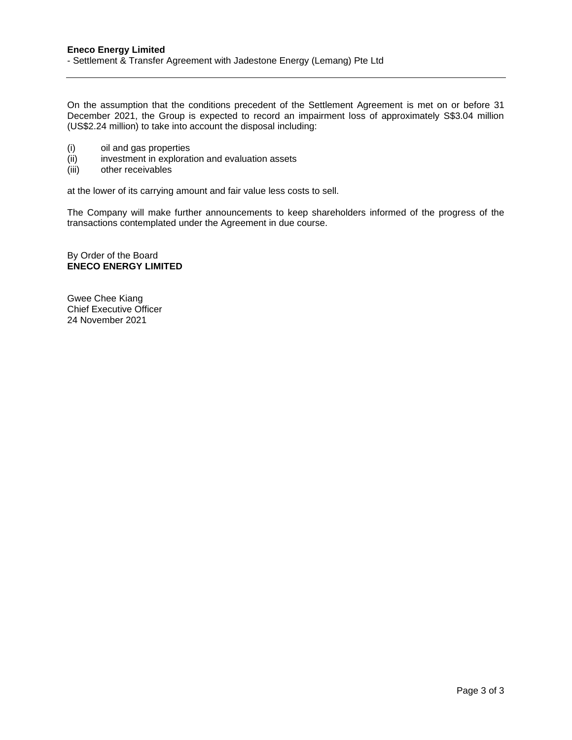On the assumption that the conditions precedent of the Settlement Agreement is met on or before 31 December 2021, the Group is expected to record an impairment loss of approximately S$3.04 million (US$2.24 million) to take into account the disposal including:

(i) oil and gas properties
(ii) investment in exploration and evaluation assets
(iii) other receivables

at the lower of its carrying amount and fair value less costs to sell.

The Company will make further announcements to keep shareholders informed of the progress of the transactions contemplated under the Agreement in due course.

By Order of the Board
**ENECO ENERGY LIMITED**

Gwee Chee Kiang
Chief Executive Officer
24 November 2021